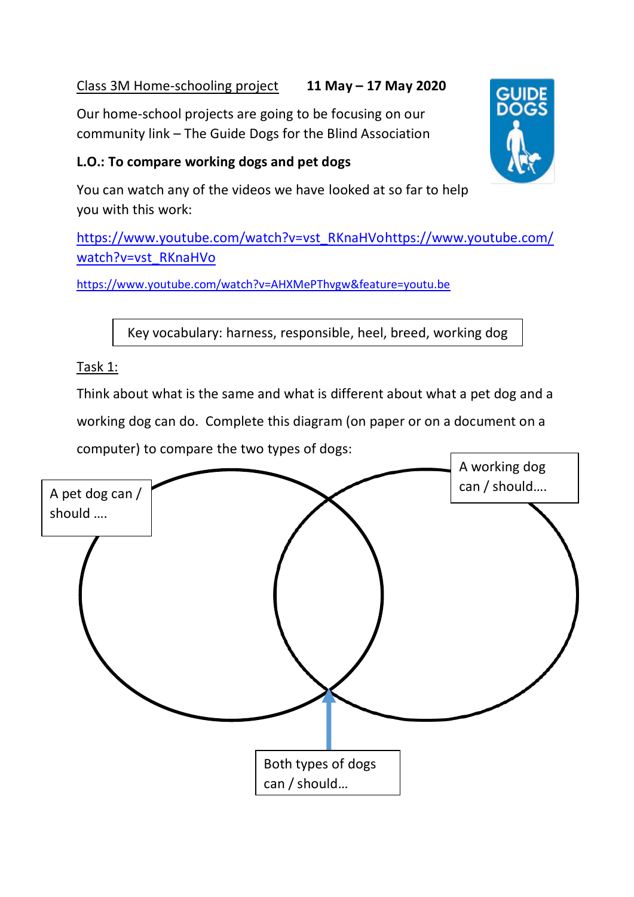Class 3M Home-schooling project **11 May – 17 May 2020**

Our home-school projects are going to be focusing on our community link – The Guide Dogs for the Blind Association

**L.O.: To compare working dogs and pet dogs**

You can watch any of the videos we have looked at so far to help you with this work:

https://www.youtube.com/watch?v=vst_RKnaHVohttps://www.youtube.com/watch?v=vst_RKnaHVo

https://www.youtube.com/watch?v=AHXMePThvgw&feature=youtu.be

Key vocabulary: harness, responsible, heel, breed, working dog

Task 1:

Think about what is the same and what is different about what a pet dog and a working dog can do. Complete this diagram (on paper or on a document on a computer) to compare the two types of dogs:

A pet dog can / should ….

A working dog can / should….

Both types of dogs can / should…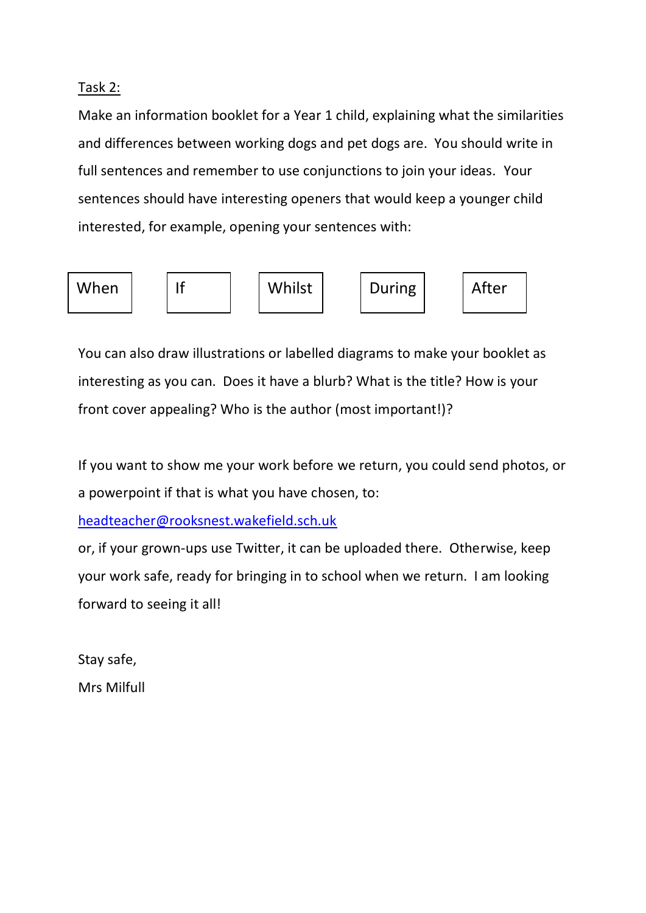Task 2:

Make an information booklet for a Year 1 child, explaining what the similarities and differences between working dogs and pet dogs are. You should write in full sentences and remember to use conjunctions to join your ideas. Your sentences should have interesting openers that would keep a younger child interested, for example, opening your sentences with:

| | | | | |
|---|---|---|---|---|
| When | If | Whilst | During | After |

You can also draw illustrations or labelled diagrams to make your booklet as interesting as you can. Does it have a blurb? What is the title? How is your front cover appealing? Who is the author (most important!)?

If you want to show me your work before we return, you could send photos, or a powerpoint if that is what you have chosen, to:

headteacher@rooksnest.wakefield.sch.uk

or, if your grown-ups use Twitter, it can be uploaded there. Otherwise, keep your work safe, ready for bringing in to school when we return. I am looking forward to seeing it all!

Stay safe,

Mrs Milfull